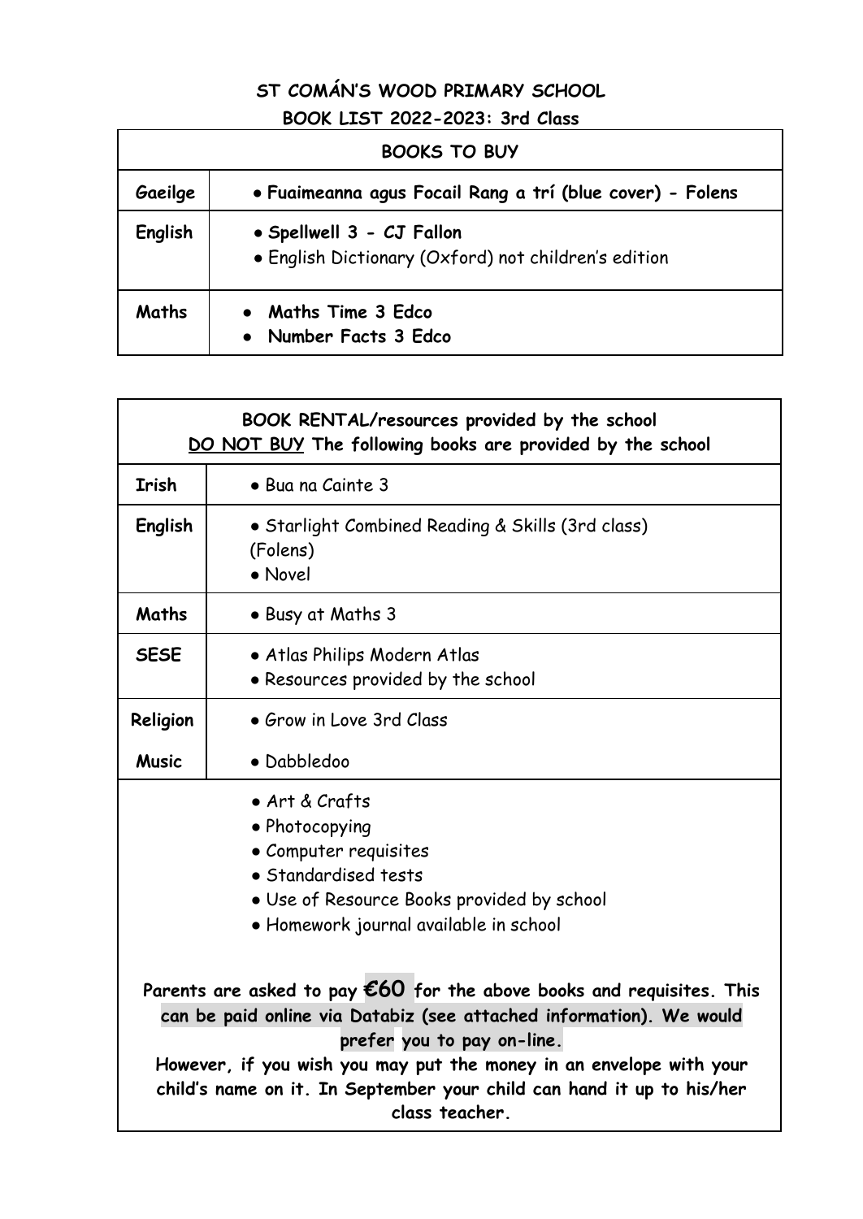# ST COMÁN'S WOOD PRIMARY SCHOOL

## BOOK LIST 2022-2023: 3rd Class

| BOOKS TO BUY | |
|---|---|
| **Gaeilge** | • **Fuaimeanna agus Focail Rang a trí (blue cover) - Folens** |
| **English** | • **Spellwell 3 - CJ Fallon**<br>• English Dictionary (Oxford) not children's edition |
| **Maths** | • **Maths Time 3 Edco**<br>• **Number Facts 3 Edco** |

**BOOK RENTAL/resources provided by the school**
**DO NOT BUY The following books are provided by the school**

| Subject | Books |
|---|---|
| **Irish** | • Bua na Cainte 3 |
| **English** | • Starlight Combined Reading & Skills (3rd class) (Folens)<br>• Novel |
| **Maths** | • Busy at Maths 3 |
| **SESE** | • Atlas Philips Modern Atlas<br>• Resources provided by the school |
| **Religion** | • Grow in Love 3rd Class |
| **Music** | • Dabbledoo |

- Art & Crafts
- Photocopying
- Computer requisites
- Standardised tests
- Use of Resource Books provided by school
- Homework journal available in school

**Parents are asked to pay €60 for the above books and requisites. This can be paid online via Databiz (see attached information). We would prefer you to pay on-line.**

**However, if you wish you may put the money in an envelope with your child's name on it. In September your child can hand it up to his/her class teacher.**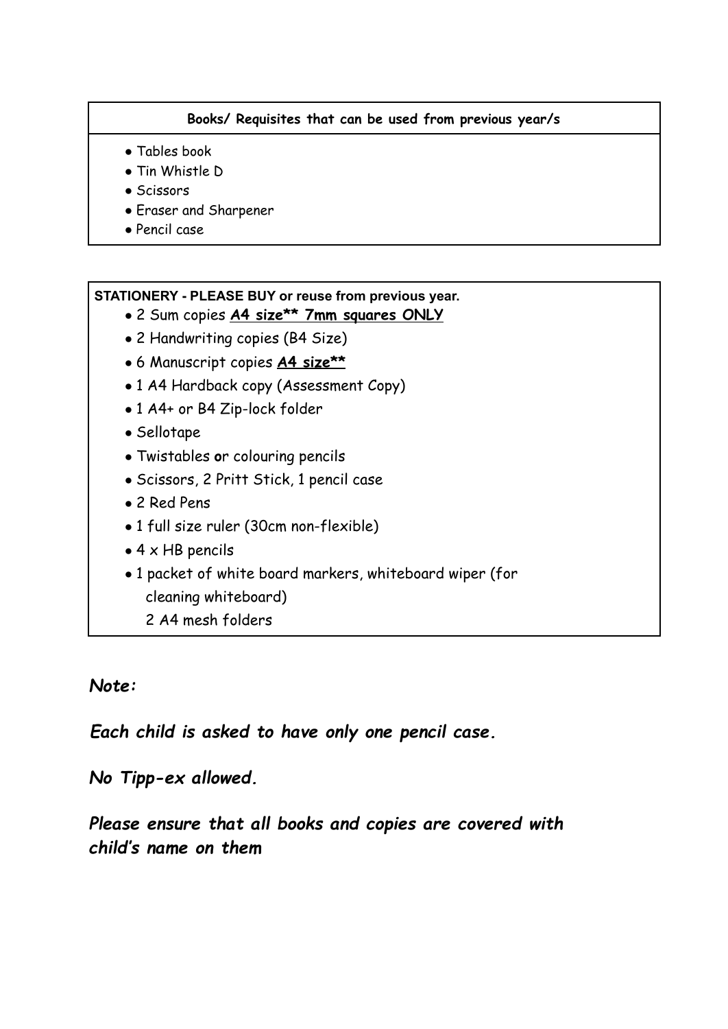**Books/ Requisites that can be used from previous year/s**

- Tables book
- Tin Whistle D
- Scissors
- Eraser and Sharpener
- Pencil case

**STATIONERY - PLEASE BUY or reuse from previous year.**

- 2 Sum copies **A4 size** 7mm squares ONLY**
- 2 Handwriting copies (B4 Size)
- 6 Manuscript copies **A4 size****
- 1 A4 Hardback copy (Assessment Copy)
- 1 A4+ or B4 Zip-lock folder
- Sellotape
- Twistables or colouring pencils
- Scissors, 2 Pritt Stick, 1 pencil case
- 2 Red Pens
- 1 full size ruler (30cm non-flexible)
- 4 x HB pencils
- 1 packet of white board markers, whiteboard wiper (for cleaning whiteboard)
  2 A4 mesh folders

***Note:***

***Each child is asked to have only one pencil case.***

***No Tipp-ex allowed.***

***Please ensure that all books and copies are covered with child's name on them***